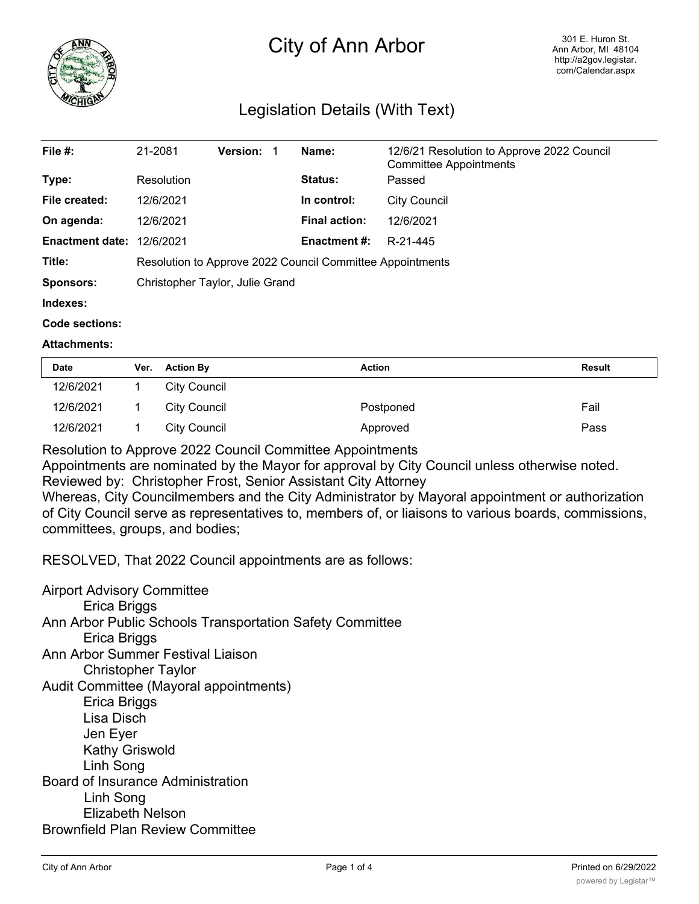# City of Ann Arbor

301 E. Huron St.
Ann Arbor, MI 48104
http://a2gov.legistar.com/Calendar.aspx

## Legislation Details (With Text)

| | | | |
|---|---|---|---|
| **File #:** | 21-2081 **Version:** 1 | **Name:** | 12/6/21 Resolution to Approve 2022 Council Committee Appointments |
| **Type:** | Resolution | **Status:** | Passed |
| **File created:** | 12/6/2021 | **In control:** | City Council |
| **On agenda:** | 12/6/2021 | **Final action:** | 12/6/2021 |
| **Enactment date:** | 12/6/2021 | **Enactment #:** | R-21-445 |
| **Title:** | Resolution to Approve 2022 Council Committee Appointments | | |
| **Sponsors:** | Christopher Taylor, Julie Grand | | |
| **Indexes:** | | | |
| **Code sections:** | | | |
| **Attachments:** | | | |

| Date | Ver. | Action By | Action | Result |
|---|---|---|---|---|
| 12/6/2021 | 1 | City Council | | |
| 12/6/2021 | 1 | City Council | Postponed | Fail |
| 12/6/2021 | 1 | City Council | Approved | Pass |

Resolution to Approve 2022 Council Committee Appointments

Appointments are nominated by the Mayor for approval by City Council unless otherwise noted.

Reviewed by: Christopher Frost, Senior Assistant City Attorney

Whereas, City Councilmembers and the City Administrator by Mayoral appointment or authorization of City Council serve as representatives to, members of, or liaisons to various boards, commissions, committees, groups, and bodies;

RESOLVED, That 2022 Council appointments are as follows:

Airport Advisory Committee
- Erica Briggs

Ann Arbor Public Schools Transportation Safety Committee
- Erica Briggs

Ann Arbor Summer Festival Liaison
- Christopher Taylor

Audit Committee (Mayoral appointments)
- Erica Briggs
- Lisa Disch
- Jen Eyer
- Kathy Griswold
- Linh Song

Board of Insurance Administration
- Linh Song
- Elizabeth Nelson

Brownfield Plan Review Committee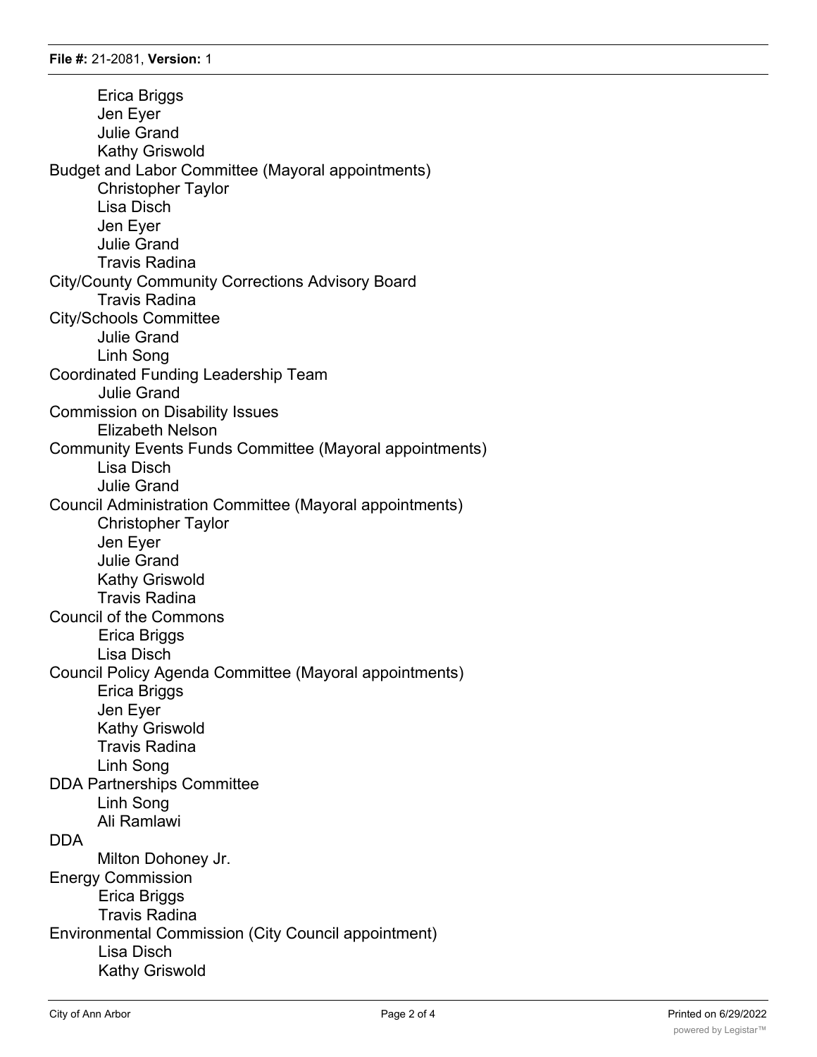Erica Briggs
Jen Eyer
Julie Grand
Kathy Griswold

Budget and Labor Committee (Mayoral appointments)
Christopher Taylor
Lisa Disch
Jen Eyer
Julie Grand
Travis Radina

City/County Community Corrections Advisory Board
Travis Radina

City/Schools Committee
Julie Grand
Linh Song

Coordinated Funding Leadership Team
Julie Grand

Commission on Disability Issues
Elizabeth Nelson

Community Events Funds Committee (Mayoral appointments)
Lisa Disch
Julie Grand

Council Administration Committee (Mayoral appointments)
Christopher Taylor
Jen Eyer
Julie Grand
Kathy Griswold
Travis Radina

Council of the Commons
Erica Briggs
Lisa Disch

Council Policy Agenda Committee (Mayoral appointments)
Erica Briggs
Jen Eyer
Kathy Griswold
Travis Radina
Linh Song

DDA Partnerships Committee
Linh Song
Ali Ramlawi

DDA
Milton Dohoney Jr.

Energy Commission
Erica Briggs
Travis Radina

Environmental Commission (City Council appointment)
Lisa Disch
Kathy Griswold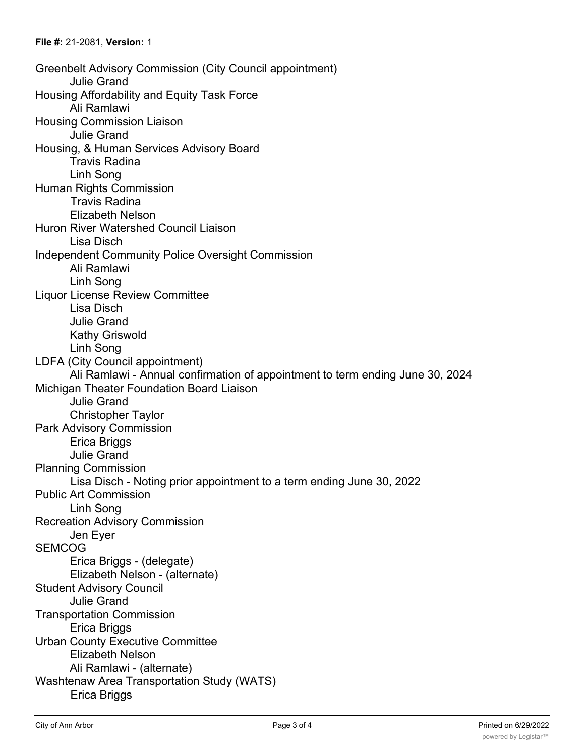Greenbelt Advisory Commission (City Council appointment)
- Julie Grand

Housing Affordability and Equity Task Force
- Ali Ramlawi

Housing Commission Liaison
- Julie Grand

Housing, & Human Services Advisory Board
- Travis Radina
- Linh Song

Human Rights Commission
- Travis Radina
- Elizabeth Nelson

Huron River Watershed Council Liaison
- Lisa Disch

Independent Community Police Oversight Commission
- Ali Ramlawi
- Linh Song

Liquor License Review Committee
- Lisa Disch
- Julie Grand
- Kathy Griswold
- Linh Song

LDFA (City Council appointment)
- Ali Ramlawi - Annual confirmation of appointment to term ending June 30, 2024

Michigan Theater Foundation Board Liaison
- Julie Grand
- Christopher Taylor

Park Advisory Commission
- Erica Briggs
- Julie Grand

Planning Commission
- Lisa Disch - Noting prior appointment to a term ending June 30, 2022

Public Art Commission
- Linh Song

Recreation Advisory Commission
- Jen Eyer

SEMCOG
- Erica Briggs - (delegate)
- Elizabeth Nelson - (alternate)

Student Advisory Council
- Julie Grand

Transportation Commission
- Erica Briggs

Urban County Executive Committee
- Elizabeth Nelson
- Ali Ramlawi - (alternate)

Washtenaw Area Transportation Study (WATS)
- Erica Briggs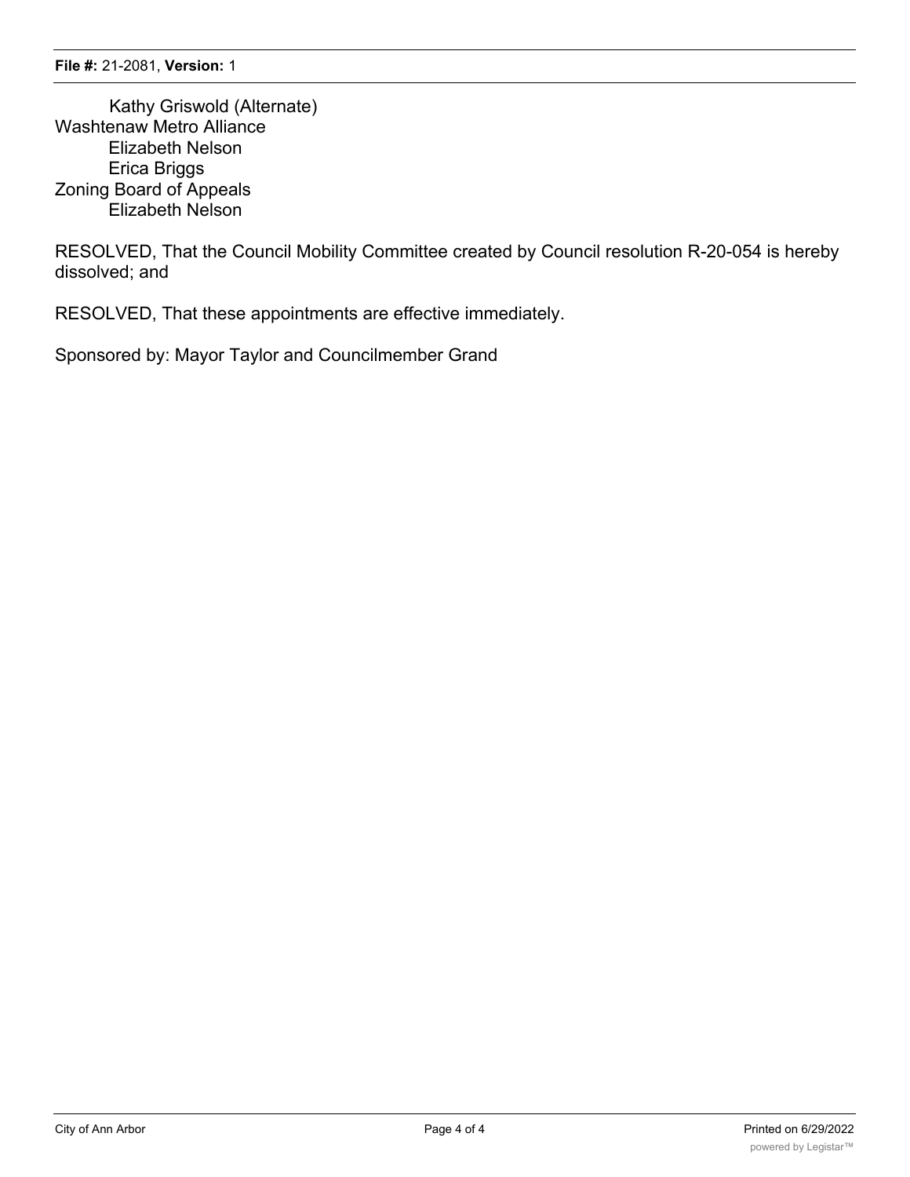Kathy Griswold (Alternate)

Washtenaw Metro Alliance

Elizabeth Nelson

Erica Briggs

Zoning Board of Appeals

Elizabeth Nelson

RESOLVED, That the Council Mobility Committee created by Council resolution R-20-054 is hereby dissolved; and

RESOLVED, That these appointments are effective immediately.

Sponsored by: Mayor Taylor and Councilmember Grand